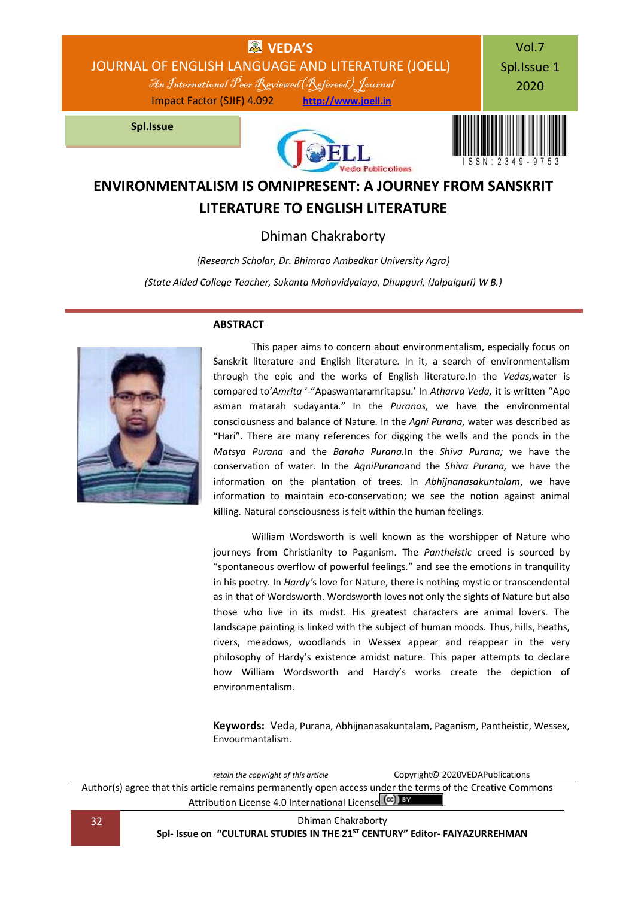# ENVIRONMENTALISM IS OMNIPRESENT: A JOURNEY FROM SANSKRIT LITERATURE TO ENGLISH LITERATURE

Dhiman Chakraborty

*(Research Scholar, Dr. Bhimrao Ambedkar University Agra)*

*(State Aided College Teacher, Sukanta Mahavidyalaya, Dhupguri, (Jalpaiguri) W B.)*

## ABSTRACT

This paper aims to concern about environmentalism, especially focus on Sanskrit literature and English literature. In it, a search of environmentalism through the epic and the works of English literature.In the *Vedas,*water is compared to'*Amrita* '-"Apaswantaramritapsu.' In *Atharva Veda,* it is written "Apo asman matarah sudayanta." In the *Puranas,* we have the environmental consciousness and balance of Nature. In the *Agni Purana,* water was described as "Hari". There are many references for digging the wells and the ponds in the *Matsya Purana* and the *Baraha Purana.*In the *Shiva Purana;* we have the conservation of water. In the *AgniPurana*and the *Shiva Purana,* we have the information on the plantation of trees. In *Abhijnanasakuntalam*, we have information to maintain eco-conservation; we see the notion against animal killing. Natural consciousness is felt within the human feelings.

William Wordsworth is well known as the worshipper of Nature who journeys from Christianity to Paganism. The *Pantheistic* creed is sourced by "spontaneous overflow of powerful feelings." and see the emotions in tranquility in his poetry. In *Hardy's* love for Nature, there is nothing mystic or transcendental as in that of Wordsworth. Wordsworth loves not only the sights of Nature but also those who live in its midst. His greatest characters are animal lovers. The landscape painting is linked with the subject of human moods. Thus, hills, heaths, rivers, meadows, woodlands in Wessex appear and reappear in the very philosophy of Hardy's existence amidst nature. This paper attempts to declare how William Wordsworth and Hardy's works create the depiction of environmentalism.

**Keywords:** Veda, Purana, Abhijnanasakuntalam, Paganism, Pantheistic, Wessex, Envourmantalism.

*retain the copyright of this article* Copyright© 2020VEDAPublications

Author(s) agree that this article remains permanently open access under the terms of the Creative Commons Attribution License 4.0 International License.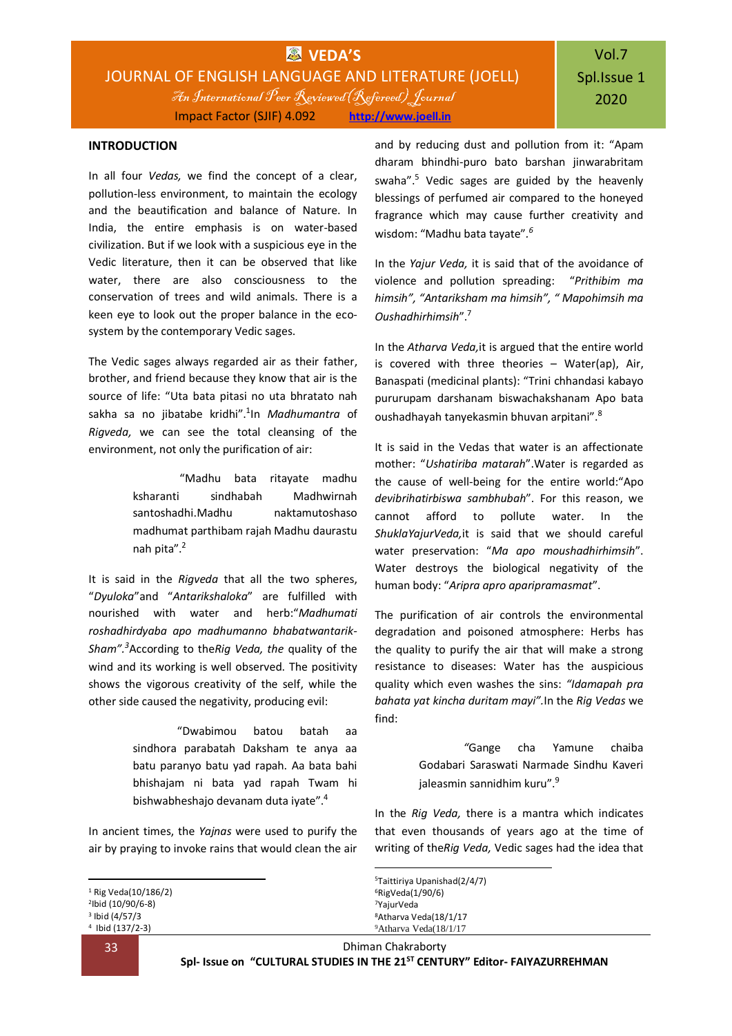## INTRODUCTION

In all four *Vedas,* we find the concept of a clear, pollution-less environment, to maintain the ecology and the beautification and balance of Nature. In India, the entire emphasis is on water-based civilization. But if we look with a suspicious eye in the Vedic literature, then it can be observed that like water, there are also consciousness to the conservation of trees and wild animals. There is a keen eye to look out the proper balance in the eco-system by the contemporary Vedic sages.

The Vedic sages always regarded air as their father, brother, and friend because they know that air is the source of life: "Uta bata pitasi no uta bhratato nah sakha sa no jibatabe kridhi".[1]In *Madhumantra* of *Rigveda,* we can see the total cleansing of the environment, not only the purification of air:

> "Madhu bata ritayate madhu ksharanti sindhabah Madhwirnah santoshadhi.Madhu naktamutoshaso madhumat parthibam rajah Madhu daurastu nah pita".[2]

It is said in the *Rigveda* that all the two spheres, "*Dyuloka*"and "*Antarikshaloka*" are fulfilled with nourished with water and herb:"*Madhumati roshadhirdyaba apo madhumanno bhabatwantarik-Sham".[3]*According to the*Rig Veda, the* quality of the wind and its working is well observed. The positivity shows the vigorous creativity of the self, while the other side caused the negativity, producing evil:

> "Dwabimou batou batah aa sindhora parabatah Daksham te anya aa batu paranyo batu yad rapah. Aa bata bahi bhishajam ni bata yad rapah Twam hi bishwabheshajo devanam duta iyate".[4]

In ancient times, the *Yajnas* were used to purify the air by praying to invoke rains that would clean the air and by reducing dust and pollution from it: "Apam dharam bhindhi-puro bato barshan jinwarabritam swaha".[5] Vedic sages are guided by the heavenly blessings of perfumed air compared to the honeyed fragrance which may cause further creativity and wisdom: "Madhu bata tayate".[6]

In the *Yajur Veda,* it is said that of the avoidance of violence and pollution spreading: *"Prithibim ma himsih", "Antariksham ma himsih", " Mapohimsih ma Oushadhirhimsih*".[7]

In the *Atharva Veda,*it is argued that the entire world is covered with three theories – Water(ap), Air, Banaspati (medicinal plants): "Trini chhandasi kabayo pururupam darshanam biswachakshanam Apo bata oushadhayah tanyekasmin bhuvan arpitani".[8]

It is said in the Vedas that water is an affectionate mother: "*Ushatiriba matarah*".Water is regarded as the cause of well-being for the entire world:"Apo *devibrihatirbiswa sambhubah*". For this reason, we cannot afford to pollute water. In the *ShuklaYajurVeda,*it is said that we should careful water preservation: "*Ma apo moushadhirhimsih*". Water destroys the biological negativity of the human body: "*Aripra apro aparipramasmat*".

The purification of air controls the environmental degradation and poisoned atmosphere: Herbs has the quality to purify the air that will make a strong resistance to diseases: Water has the auspicious quality which even washes the sins: *"Idamapah pra bahata yat kincha duritam mayi".*In the *Rig Vedas* we find:

> *"*Gange cha Yamune chaiba Godabari Saraswati Narmade Sindhu Kaveri jaleasmin sannidhim kuru".[9]

In the *Rig Veda,* there is a mantra which indicates that even thousands of years ago at the time of writing of the*Rig Veda,* Vedic sages had the idea that

---

[1] Rig Veda(10/186/2)
[2] Ibid (10/90/6-8)
[3] Ibid (4/57/3
[4] Ibid (137/2-3)
[5] Taittiriya Upanishad(2/4/7)
[6] RigVeda(1/90/6)
[7] YajurVeda
[8] Atharva Veda(18/1/17
[9] Atharva Veda(18/1/17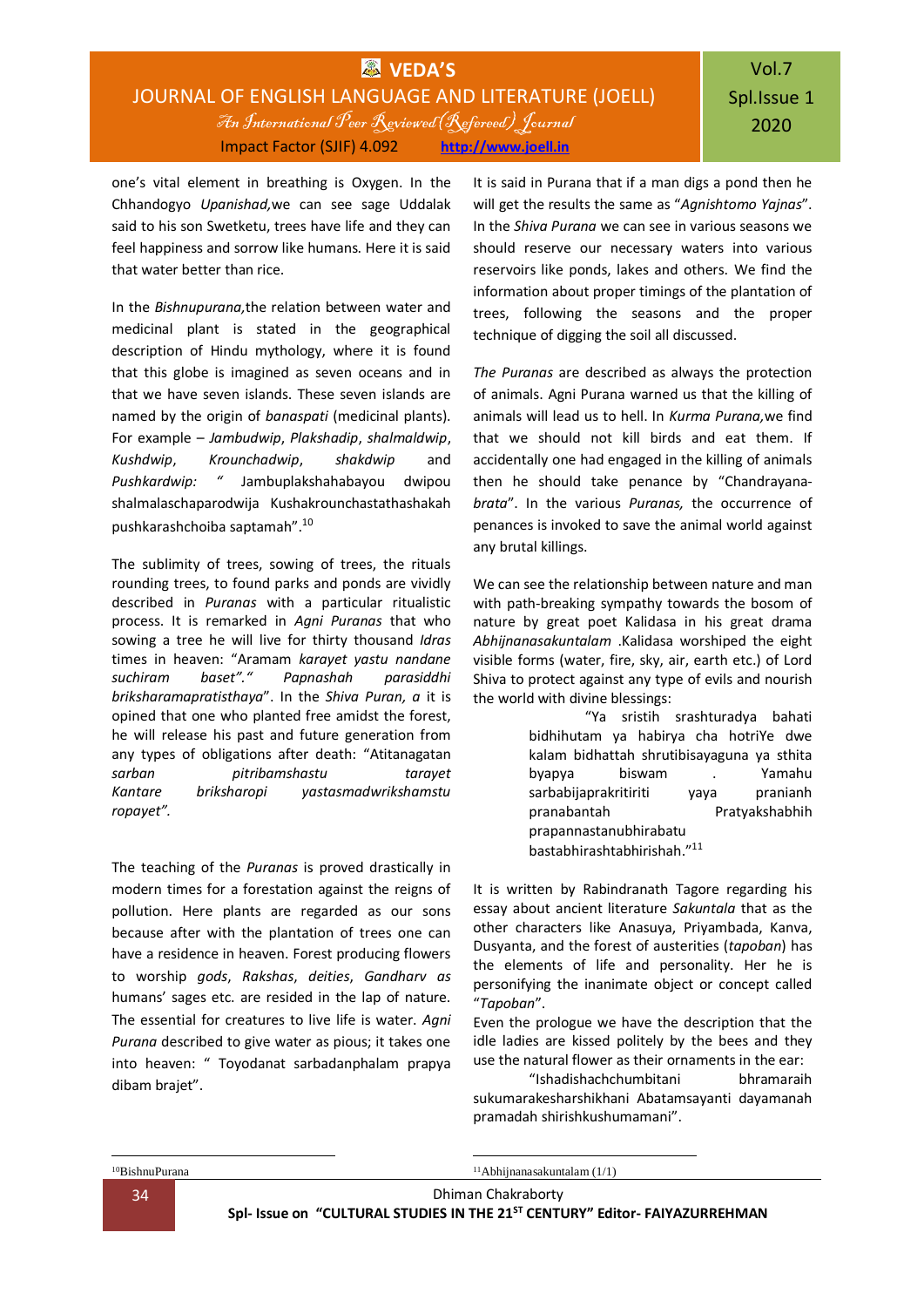one's vital element in breathing is Oxygen. In the Chhandogyo *Upanishad,*we can see sage Uddalak said to his son Swetketu, trees have life and they can feel happiness and sorrow like humans. Here it is said that water better than rice.

In the *Bishnupurana,*the relation between water and medicinal plant is stated in the geographical description of Hindu mythology, where it is found that this globe is imagined as seven oceans and in that we have seven islands. These seven islands are named by the origin of *banaspati* (medicinal plants). For example – *Jambudwip*, *Plakshadip*, *shalmaldwip*, *Kushdwip*, *Krounchadwip*, *shakdwip* and *Pushkardwip: "* Jambuplakshahabayou dwipou shalmalaschaparodwija Kushakrounchastathashakah pushkarashchoiba saptamah".[10]

The sublimity of trees, sowing of trees, the rituals rounding trees, to found parks and ponds are vividly described in *Puranas* with a particular ritualistic process. It is remarked in *Agni Puranas* that who sowing a tree he will live for thirty thousand *Idras* times in heaven: "Aramam *karayet yastu nandane suchiram baset"."* *Papnashah parasiddhi briksharamapratisthaya*". In the *Shiva Puran, a* it is opined that one who planted free amidst the forest, he will release his past and future generation from any types of obligations after death: "Atitanagatan *sarban pitribamshastu tarayet Kantare briksharopi yastasmadwrikshamstu ropayet".*

The teaching of the *Puranas* is proved drastically in modern times for a forestation against the reigns of pollution. Here plants are regarded as our sons because after with the plantation of trees one can have a residence in heaven. Forest producing flowers to worship *gods*, *Rakshas*, *deities*, *Gandharv as* humans' sages etc. are resided in the lap of nature. The essential for creatures to live life is water. *Agni Purana* described to give water as pious; it takes one into heaven: " Toyodanat sarbadanphalam prapya dibam brajet".

It is said in Purana that if a man digs a pond then he will get the results the same as "*Agnishtomo Yajnas*". In the *Shiva Purana* we can see in various seasons we should reserve our necessary waters into various reservoirs like ponds, lakes and others. We find the information about proper timings of the plantation of trees, following the seasons and the proper technique of digging the soil all discussed.

*The Puranas* are described as always the protection of animals. Agni Purana warned us that the killing of animals will lead us to hell. In *Kurma Purana,*we find that we should not kill birds and eat them. If accidentally one had engaged in the killing of animals then he should take penance by "Chandrayana-*brata*". In the various *Puranas,* the occurrence of penances is invoked to save the animal world against any brutal killings.

We can see the relationship between nature and man with path-breaking sympathy towards the bosom of nature by great poet Kalidasa in his great drama *Abhijnanasakuntalam* .Kalidasa worshiped the eight visible forms (water, fire, sky, air, earth etc.) of Lord Shiva to protect against any type of evils and nourish the world with divine blessings:

> "Ya sristih srashturadya bahati bidhihutam ya habirya cha hotriYe dwe kalam bidhattah shrutibisayaguna ya sthita byapya biswam . Yamahu sarbabijaprakritiriti yaya pranianh pranabantah Pratyakshabhih prapannastanubhirabatu bastabhirashtabhirishah."[11]

It is written by Rabindranath Tagore regarding his essay about ancient literature *Sakuntala* that as the other characters like Anasuya, Priyambada, Kanva, Dusyanta, and the forest of austerities (*tapoban*) has the elements of life and personality. Her he is personifying the inanimate object or concept called "*Tapoban*".

Even the prologue we have the description that the idle ladies are kissed politely by the bees and they use the natural flower as their ornaments in the ear:

"Ishadishachchumbitani bhramaraih sukumarakesharshikhani Abatamsayanti dayamanah pramadah shirishkushumamani".

---

[10] BishnuPurana

[11] Abhijnanasakuntalam (1/1)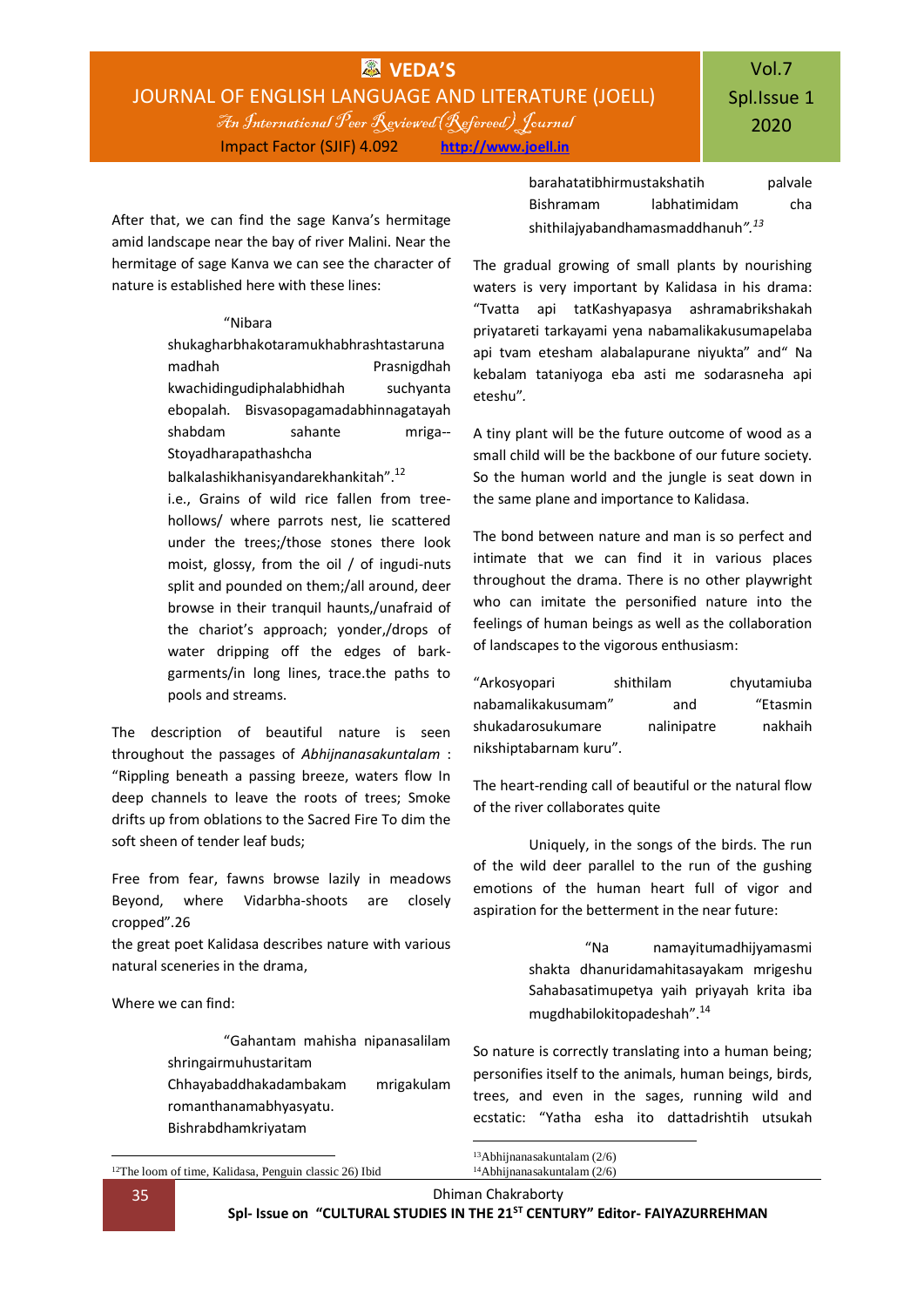After that, we can find the sage Kanva's hermitage amid landscape near the bay of river Malini. Near the hermitage of sage Kanva we can see the character of nature is established here with these lines:

> "Nibara shukagharbhakotaramukhabhrashtastaruna madhah Prasnigdhah kwachidingudiphalabhidhah suchyanta ebopalah. Bisvasopagamadabhinnagatayah shabdam sahante mriga-- Stoyadharapathashcha balkalashikhanisyandarekhankitah".[12]
>
> i.e., Grains of wild rice fallen from tree-hollows/ where parrots nest, lie scattered under the trees;/those stones there look moist, glossy, from the oil / of ingudi-nuts split and pounded on them;/all around, deer browse in their tranquil haunts,/unafraid of the chariot's approach; yonder,/drops of water dripping off the edges of bark-garments/in long lines, trace.the paths to pools and streams.

The description of beautiful nature is seen throughout the passages of *Abhijnanasakuntalam* : "Rippling beneath a passing breeze, waters flow In deep channels to leave the roots of trees; Smoke drifts up from oblations to the Sacred Fire To dim the soft sheen of tender leaf buds;

Free from fear, fawns browse lazily in meadows Beyond, where Vidarbha-shoots are closely cropped".26

the great poet Kalidasa describes nature with various natural sceneries in the drama,

Where we can find:

> "Gahantam mahisha nipanasalilam shringairmuhustaritam Chhayabaddhakadambakam mrigakulam romanthanamabhyasyatu. Bishrabdhamkriyatam barahatatibhirmustakshatih palvale Bishramam labhatimidam cha shithilajyabandhamasmaddhanuh".[13]

The gradual growing of small plants by nourishing waters is very important by Kalidasa in his drama: "Tvatta api tatKashyapasya ashramabrikshakah priyatareti tarkayami yena nabamalikakusumapelaba api tvam etesham alabalapurane niyukta" and" Na kebalam tataniyoga eba asti me sodarasneha api eteshu".

A tiny plant will be the future outcome of wood as a small child will be the backbone of our future society. So the human world and the jungle is seat down in the same plane and importance to Kalidasa.

The bond between nature and man is so perfect and intimate that we can find it in various places throughout the drama. There is no other playwright who can imitate the personified nature into the feelings of human beings as well as the collaboration of landscapes to the vigorous enthusiasm:

"Arkosyopari shithilam chyutamiuba nabamalikakusumam" and "Etasmin shukadarosukumare nalinipatre nakhaih nikshiptabarnam kuru".

The heart-rending call of beautiful or the natural flow of the river collaborates quite

Uniquely, in the songs of the birds. The run of the wild deer parallel to the run of the gushing emotions of the human heart full of vigor and aspiration for the betterment in the near future:

> "Na namayitumadhijyamasmi shakta dhanuridamahitasayakam mrigeshu Sahabasatimupetya yaih priyayah krita iba mugdhabilokitopadeshah".[14]

So nature is correctly translating into a human being; personifies itself to the animals, human beings, birds, trees, and even in the sages, running wild and ecstatic: "Yatha esha ito dattadrishtih utsukah

---

[12]The loom of time, Kalidasa, Penguin classic 26) Ibid

[13]Abhijnanasakuntalam (2/6)

[14]Abhijnanasakuntalam (2/6)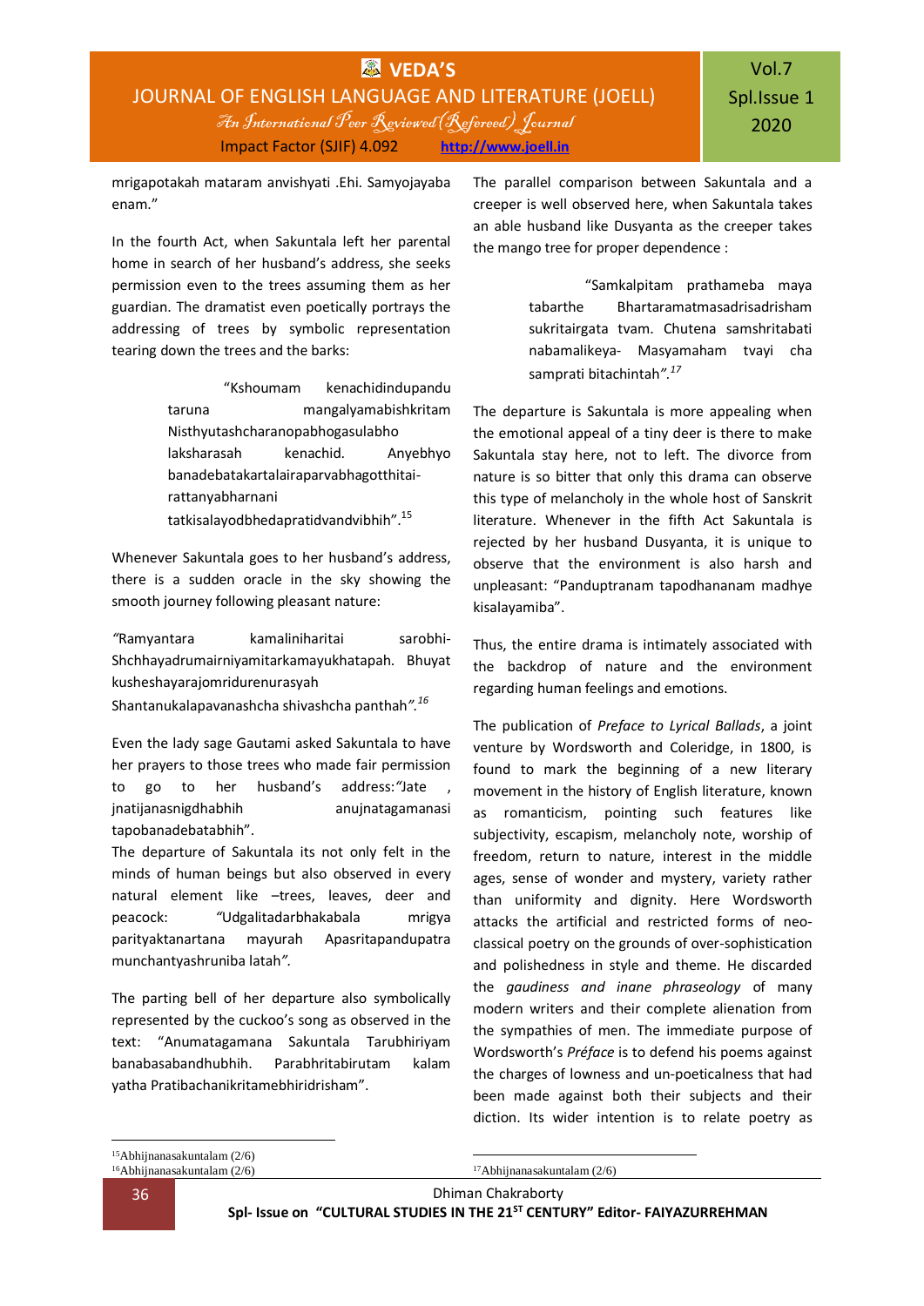mrigapotakah mataram anvishyati .Ehi. Samyojayaba enam."

In the fourth Act, when Sakuntala left her parental home in search of her husband's address, she seeks permission even to the trees assuming them as her guardian. The dramatist even poetically portrays the addressing of trees by symbolic representation tearing down the trees and the barks:

> "Kshoumam kenachidindupandu taruna mangalyamabishkritam Nisthyutashcharanopabhogasulabho laksharasah kenachid. Anyebhyo banadebatakartalairaparvabhagotthitai-rattanyabharnani tatkisalayodbhedapratidvandvibhih".[15]

Whenever Sakuntala goes to her husband's address, there is a sudden oracle in the sky showing the smooth journey following pleasant nature:

*"*Ramyantara kamaliniharitai sarobhi-Shchhayadrumairniyamitarkamayukhatapah. Bhuyat kusheshayarajomridurenurasyah Shantanukalapavanashcha shivashcha panthah*".*[16]

Even the lady sage Gautami asked Sakuntala to have her prayers to those trees who made fair permission to go to her husband's address:*"*Jate , jnatijanasnigdhabhih anujnatagamanasi tapobanadebatabhih".

The departure of Sakuntala its not only felt in the minds of human beings but also observed in every natural element like –trees, leaves, deer and peacock: *"*Udgalitadarbhakabala mrigya parityaktanartana mayurah Apasritapandupatra munchantyashruniba latah*".*

The parting bell of her departure also symbolically represented by the cuckoo's song as observed in the text: "Anumatagamana Sakuntala Tarubhiriyam banabasabandhubhih. Parabhritabirutam kalam yatha Pratibachanikritamebhiridrisham".

The parallel comparison between Sakuntala and a creeper is well observed here, when Sakuntala takes an able husband like Dusyanta as the creeper takes the mango tree for proper dependence :

> "Samkalpitam prathameba maya tabarthe Bhartaramatmasadrisadrisham sukritairgata tvam. Chutena samshritabati nabamalikeya- Masyamaham tvayi cha samprati bitachintah*".*[17]

The departure is Sakuntala is more appealing when the emotional appeal of a tiny deer is there to make Sakuntala stay here, not to left. The divorce from nature is so bitter that only this drama can observe this type of melancholy in the whole host of Sanskrit literature. Whenever in the fifth Act Sakuntala is rejected by her husband Dusyanta, it is unique to observe that the environment is also harsh and unpleasant: "Panduptranam tapodhananam madhye kisalayamiba".

Thus, the entire drama is intimately associated with the backdrop of nature and the environment regarding human feelings and emotions.

The publication of *Preface to Lyrical Ballads*, a joint venture by Wordsworth and Coleridge, in 1800, is found to mark the beginning of a new literary movement in the history of English literature, known as romanticism, pointing such features like subjectivity, escapism, melancholy note, worship of freedom, return to nature, interest in the middle ages, sense of wonder and mystery, variety rather than uniformity and dignity. Here Wordsworth attacks the artificial and restricted forms of neo-classical poetry on the grounds of over-sophistication and polishedness in style and theme. He discarded the *gaudiness and inane phraseology* of many modern writers and their complete alienation from the sympathies of men. The immediate purpose of Wordsworth's *Préface* is to defend his poems against the charges of lowness and un-poeticalness that had been made against both their subjects and their diction. Its wider intention is to relate poetry as

---

[15] Abhijnanasakuntalam (2/6)

[16] Abhijnanasakuntalam (2/6)

[17] Abhijnanasakuntalam (2/6)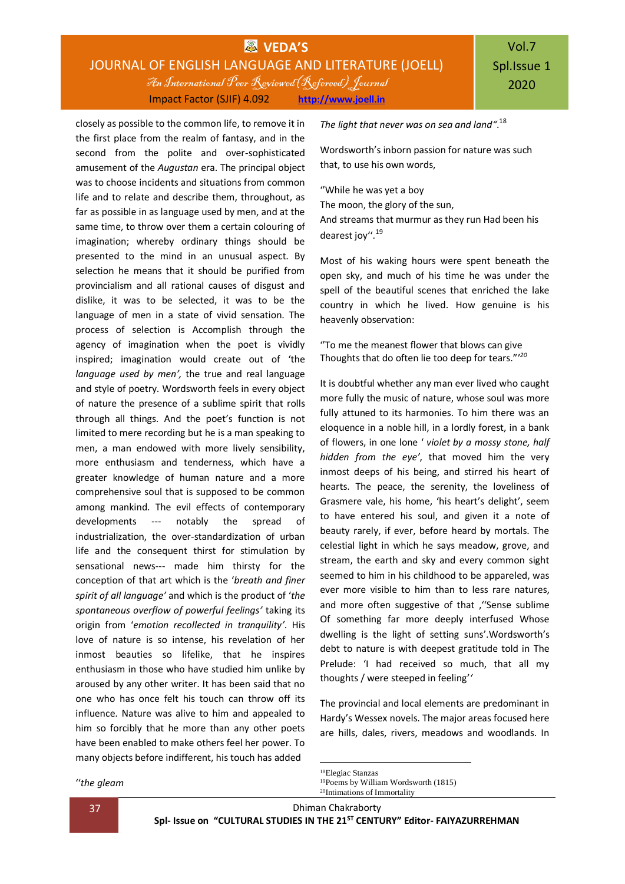closely as possible to the common life, to remove it in the first place from the realm of fantasy, and in the second from the polite and over-sophisticated amusement of the *Augustan* era. The principal object was to choose incidents and situations from common life and to relate and describe them, throughout, as far as possible in as language used by men, and at the same time, to throw over them a certain colouring of imagination; whereby ordinary things should be presented to the mind in an unusual aspect. By selection he means that it should be purified from provincialism and all rational causes of disgust and dislike, it was to be selected, it was to be the language of men in a state of vivid sensation. The process of selection is Accomplish through the agency of imagination when the poet is vividly inspired; imagination would create out of 'the *language used by men',* the true and real language and style of poetry. Wordsworth feels in every object of nature the presence of a sublime spirit that rolls through all things. And the poet's function is not limited to mere recording but he is a man speaking to men, a man endowed with more lively sensibility, more enthusiasm and tenderness, which have a greater knowledge of human nature and a more comprehensive soul that is supposed to be common among mankind. The evil effects of contemporary developments --- notably the spread of industrialization, the over-standardization of urban life and the consequent thirst for stimulation by sensational news--- made him thirsty for the conception of that art which is the '*breath and finer spirit of all language'* and which is the product of '*the spontaneous overflow of powerful feelings'* taking its origin from '*emotion recollected in tranquility'*. His love of nature is so intense, his revelation of her inmost beauties so lifelike, that he inspires enthusiasm in those who have studied him unlike by aroused by any other writer. It has been said that no one who has once felt his touch can throw off its influence. Nature was alive to him and appealed to him so forcibly that he more than any other poets have been enabled to make others feel her power. To many objects before indifferent, his touch has added

''*the gleam*

*The light that never was on sea and land".*[18]

Wordsworth's inborn passion for nature was such that, to use his own words,

''While he was yet a boy
The moon, the glory of the sun,
And streams that murmur as they run Had been his dearest joy''.[19]

Most of his waking hours were spent beneath the open sky, and much of his time he was under the spell of the beautiful scenes that enriched the lake country in which he lived. How genuine is his heavenly observation:

''To me the meanest flower that blows can give
Thoughts that do often lie too deep for tears."'[20]

It is doubtful whether any man ever lived who caught more fully the music of nature, whose soul was more fully attuned to its harmonies. To him there was an eloquence in a noble hill, in a lordly forest, in a bank of flowers, in one lone ' *violet by a mossy stone, half hidden from the eye'*, that moved him the very inmost deeps of his being, and stirred his heart of hearts. The peace, the serenity, the loveliness of Grasmere vale, his home, 'his heart's delight', seem to have entered his soul, and given it a note of beauty rarely, if ever, before heard by mortals. The celestial light in which he says meadow, grove, and stream, the earth and sky and every common sight seemed to him in his childhood to be appareled, was ever more visible to him than to less rare natures, and more often suggestive of that ,''Sense sublime Of something far more deeply interfused Whose dwelling is the light of setting suns'.Wordsworth's debt to nature is with deepest gratitude told in The Prelude: 'I had received so much, that all my thoughts / were steeped in feeling''

The provincial and local elements are predominant in Hardy's Wessex novels. The major areas focused here are hills, dales, rivers, meadows and woodlands. In

---

[18]Elegiac Stanzas
[19]Poems by William Wordsworth (1815)
[20]Intimations of Immortality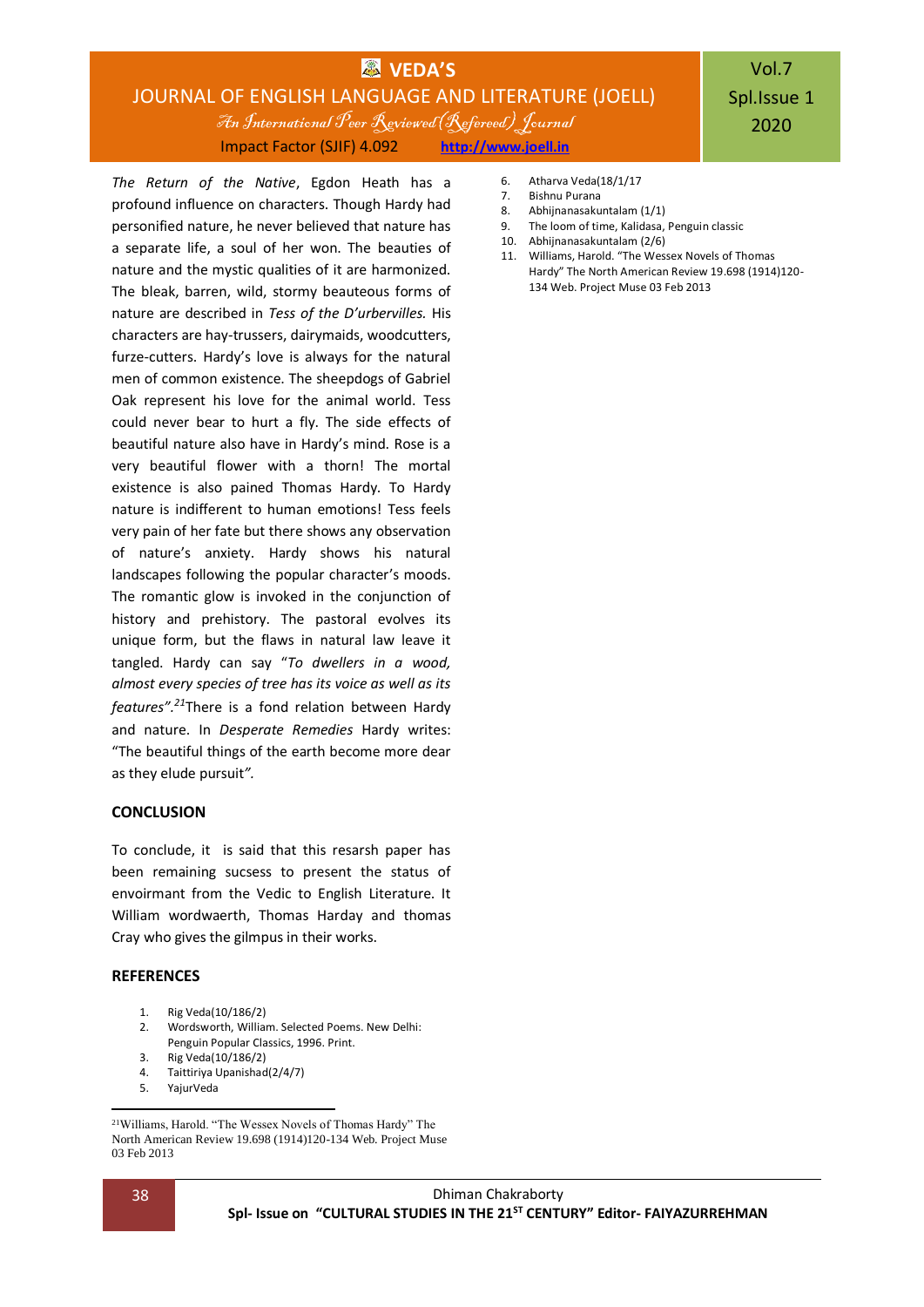*The Return of the Native*, Egdon Heath has a profound influence on characters. Though Hardy had personified nature, he never believed that nature has a separate life, a soul of her won. The beauties of nature and the mystic qualities of it are harmonized. The bleak, barren, wild, stormy beauteous forms of nature are described in *Tess of the D'urbervilles.* His characters are hay-trussers, dairymaids, woodcutters, furze-cutters. Hardy's love is always for the natural men of common existence. The sheepdogs of Gabriel Oak represent his love for the animal world. Tess could never bear to hurt a fly. The side effects of beautiful nature also have in Hardy's mind. Rose is a very beautiful flower with a thorn! The mortal existence is also pained Thomas Hardy. To Hardy nature is indifferent to human emotions! Tess feels very pain of her fate but there shows any observation of nature's anxiety. Hardy shows his natural landscapes following the popular character's moods. The romantic glow is invoked in the conjunction of history and prehistory. The pastoral evolves its unique form, but the flaws in natural law leave it tangled. Hardy can say "*To dwellers in a wood, almost every species of tree has its voice as well as its features".*[21]There is a fond relation between Hardy and nature. In *Desperate Remedies* Hardy writes: "The beautiful things of the earth become more dear as they elude pursuit*".*

## CONCLUSION

To conclude, it is said that this resarsh paper has been remaining sucsess to present the status of envoirmant from the Vedic to English Literature. It William wordwaerth, Thomas Harday and thomas Cray who gives the gilmpus in their works.

## REFERENCES

1. Rig Veda(10/186/2)
2. Wordsworth, William. Selected Poems. New Delhi: Penguin Popular Classics, 1996. Print.
3. Rig Veda(10/186/2)
4. Taittiriya Upanishad(2/4/7)
5. YajurVeda
6. Atharva Veda(18/1/17
7. Bishnu Purana
8. Abhijnanasakuntalam (1/1)
9. The loom of time, Kalidasa, Penguin classic
10. Abhijnanasakuntalam (2/6)
11. Williams, Harold. "The Wessex Novels of Thomas Hardy" The North American Review 19.698 (1914)120-134 Web. Project Muse 03 Feb 2013

---

[21]Williams, Harold. "The Wessex Novels of Thomas Hardy" The North American Review 19.698 (1914)120-134 Web. Project Muse 03 Feb 2013